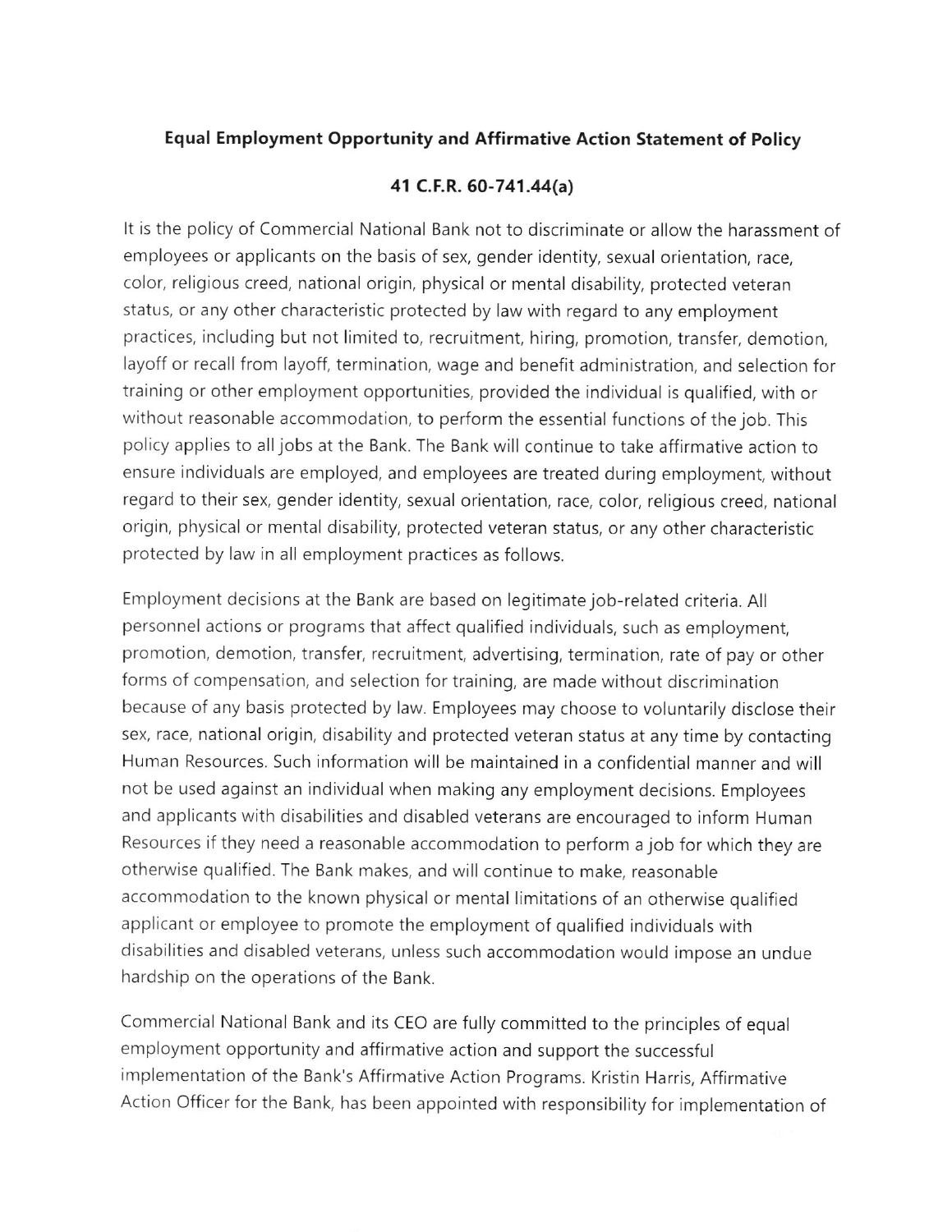## Equal Employment Opportunity and Affirmative Action Statement of Policy

### 41 C.F.R. 60-741.44(a)

It is the policy of Commercial National Bank not to discriminate or allow the harassment of employees or applicants on the basis of sex, gender identity, sexual orientation, race, color, religious creed, national origin, physical or mental disability, protected veteran status, or any other characteristic protected by law with regard to any employment practices, including but not limited to, recruitment, hiring, promotion, transfer, demotion, layoff or recall from layoff, termination, wage and benefit administration, and selection for training or other employment opportunities, provided the individual is qualified, with or without reasonable accommodation, to perform the essential functions of the job. This policy applies to all jobs at the Bank. The Bank will continue to take affirmative action to ensure individuals are employed, and employees are treated during employment, without regard to their sex, gender identity, sexual orientation, race, color, religious creed, national origin, physical or mental disability, protected veteran status, or any other characteristic protected by law in all employment practices as follows.

Employment decisions at the Bank are based on legitimate job-related criteria. All personnel actions or programs that affect qualified individuals, such as employment, promotion, demotion, transfer, recruitment, advertising, termination, rate of pay or other forms of compensation, and selection for training, are made without discrimination because of any basis protected by law. Employees may choose to voluntarily disclose their sex, race, national origin, disability and protected veteran status at any time by contacting Human Resources. Such information will be maintained in a confidential manner and will not be used against an individual when making any employment decisions. Employees and applicants with disabilities and disabled veterans are encouraged to inform Human Resources if they need a reasonable accommodation to perform a job for which they are otherwise qualified. The Bank makes, and will continue to make, reasonable accommodation to the known physical or mental limitations of an otherwise qualified applicant or employee to promote the employment of qualified individuals with disabilities and disabled veterans, unless such accommodation would impose an undue hardship on the operations of the Bank.

Commercial National Bank and its CEO are fully committed to the principles of equal employment opportunity and affirmative action and support the successful implementation of the Bank's Affirmative Action Programs. Kristin Harris, Affirmative Action Officer for the Bank, has been appointed with responsibility for implementation of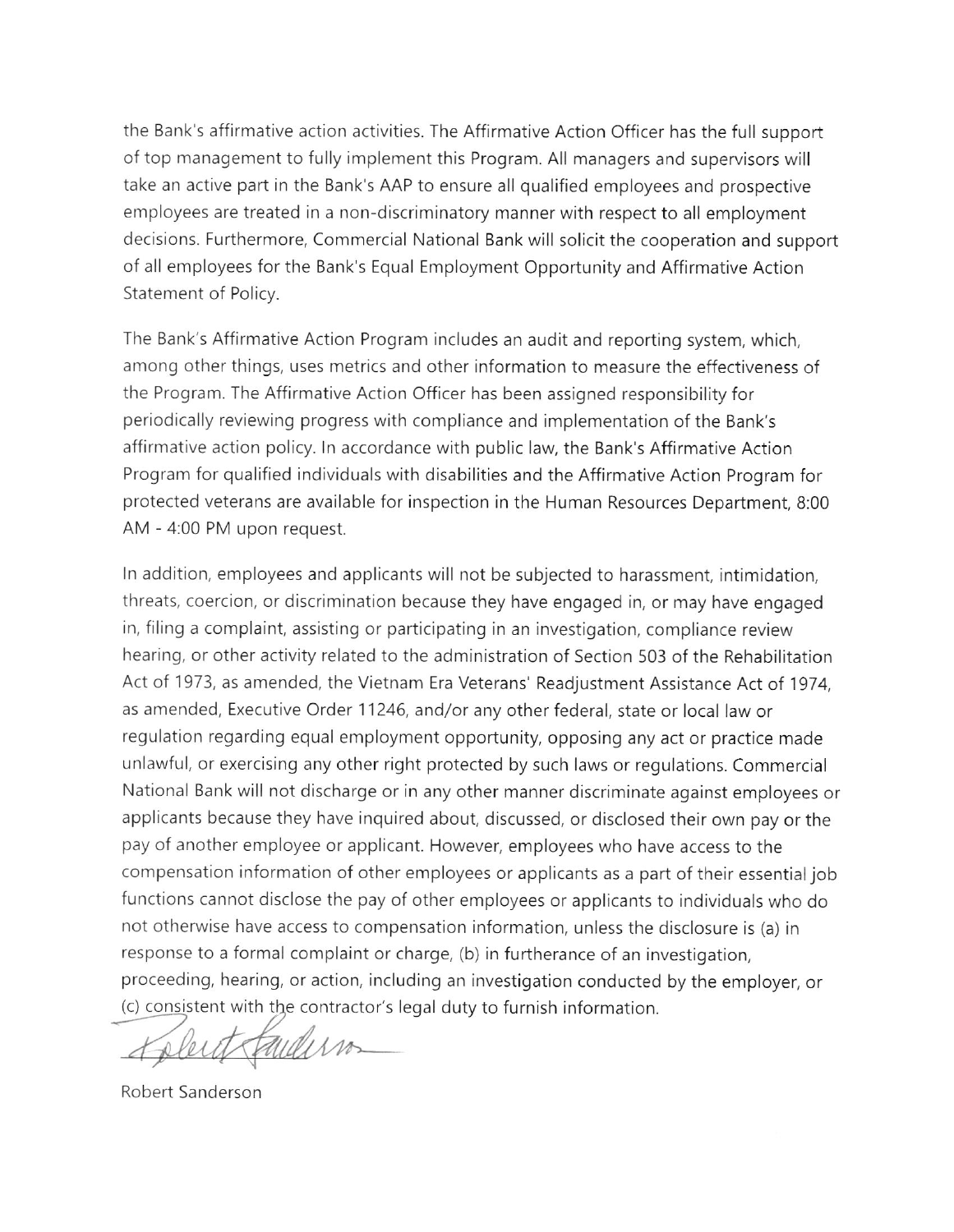the Bank's affirmative action activities. The Affirmative Action Officer has the full support of top management to fully implement this Program. All managers and supervisors will take an active part in the Bank's AAP to ensure all qualified employees and prospective employees are treated in a non-discriminatory manner with respect to all employment decisions. Furthermore, Commercial National Bank will solicit the cooperation and support of all employees for the Bank's Equal Employment Opportunity and Affirmative Action Statement of Policy.

The Bank's Affirmative Action Program includes an audit and reporting system, which, among other things, uses metrics and other information to measure the effectiveness of the Program. The Affirmative Action Officer has been assigned responsibility for periodically reviewing progress with compliance and implementation of the Bank's affirmative action policy. In accordance with public law, the Bank's Affirmative Action Program for qualified individuals with disabilities and the Affirmative Action Program for protected veterans are available for inspection in the Human Resources Department, 8:00 AM - 4:00 PM upon request.

In addition, employees and applicants will not be subjected to harassment, intimidation, threats, coercion, or discrimination because they have engaged in, or may have engaged in, filing a complaint, assisting or participating in an investigation, compliance review hearing, or other activity related to the administration of Section 503 of the Rehabilitation Act of 1973, as amended, the Vietnam Era Veterans' Readjustment Assistance Act of 1974, as amended, Executive Order 11246, and/or any other federal, state or local law or regulation regarding equal employment opportunity, opposing any act or practice made unlawful, or exercising any other right protected by such laws or regulations. Commercial National Bank will not discharge or in any other manner discriminate against employees or applicants because they have inquired about, discussed, or disclosed their own pay or the pay of another employee or applicant. However, employees who have access to the compensation information of other employees or applicants as a part of their essential job functions cannot disclose the pay of other employees or applicants to individuals who do not otherwise have access to compensation information, unless the disclosure is (a) in response to a formal complaint or charge, (b) in furtherance of an investigation, proceeding, hearing, or action, including an investigation conducted by the employer, or (c) consistent with the contractor's legal duty to furnish information.

Robert Sanderson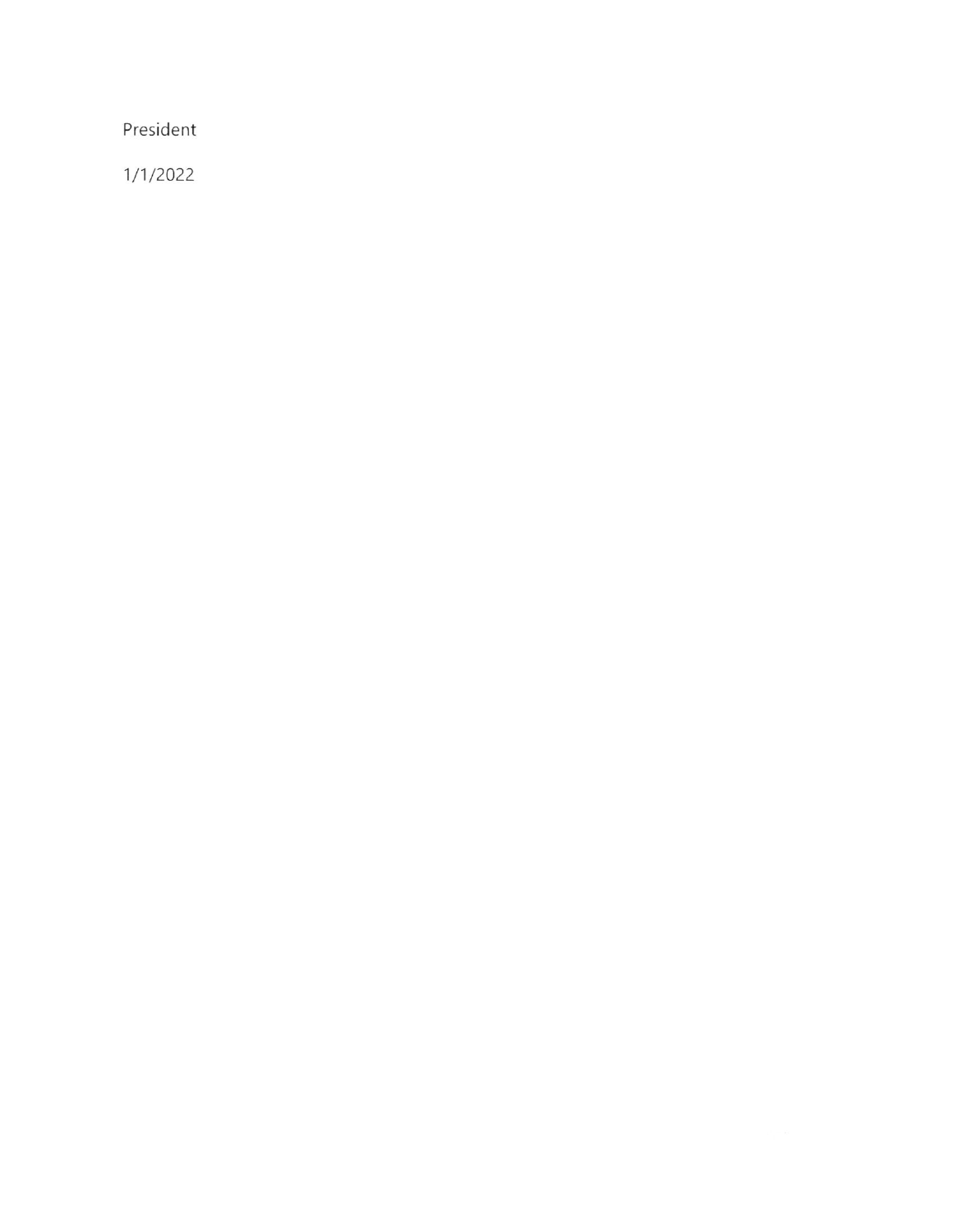President

1/1/2022